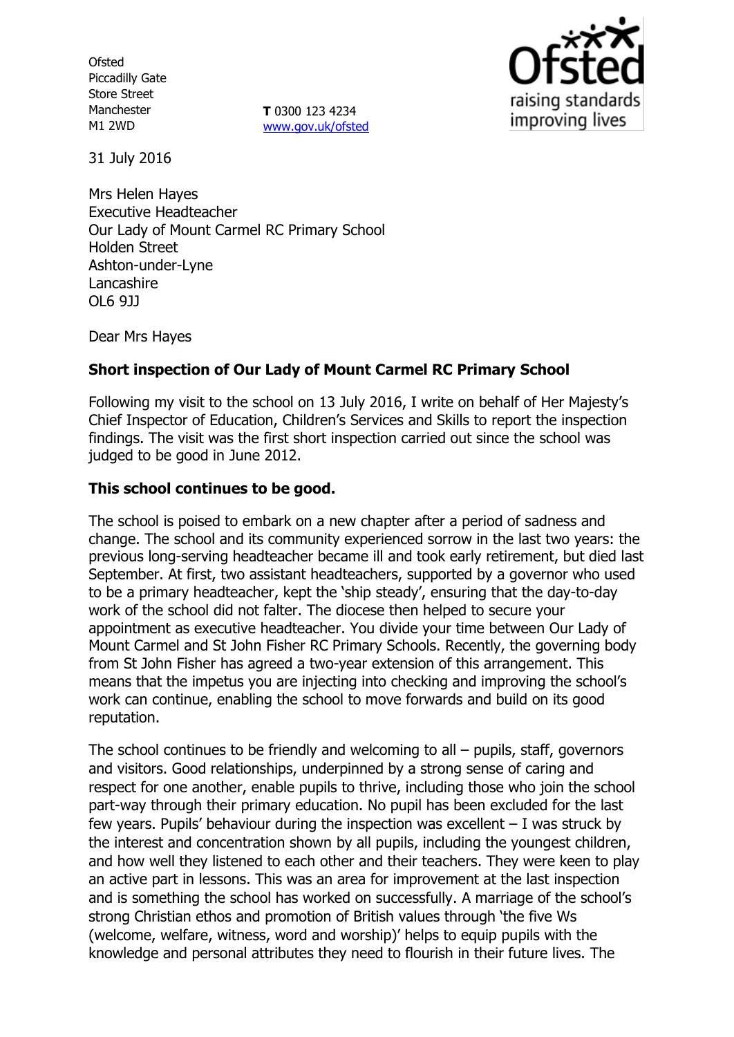Ofsted
Piccadilly Gate
Store Street
Manchester
M1 2WD

**T** 0300 123 4234
www.gov.uk/ofsted

31 July 2016

Mrs Helen Hayes
Executive Headteacher
Our Lady of Mount Carmel RC Primary School
Holden Street
Ashton-under-Lyne
Lancashire
OL6 9JJ

Dear Mrs Hayes

**Short inspection of Our Lady of Mount Carmel RC Primary School**

Following my visit to the school on 13 July 2016, I write on behalf of Her Majesty's Chief Inspector of Education, Children's Services and Skills to report the inspection findings. The visit was the first short inspection carried out since the school was judged to be good in June 2012.

**This school continues to be good.**

The school is poised to embark on a new chapter after a period of sadness and change. The school and its community experienced sorrow in the last two years: the previous long-serving headteacher became ill and took early retirement, but died last September. At first, two assistant headteachers, supported by a governor who used to be a primary headteacher, kept the 'ship steady', ensuring that the day-to-day work of the school did not falter. The diocese then helped to secure your appointment as executive headteacher. You divide your time between Our Lady of Mount Carmel and St John Fisher RC Primary Schools. Recently, the governing body from St John Fisher has agreed a two-year extension of this arrangement. This means that the impetus you are injecting into checking and improving the school's work can continue, enabling the school to move forwards and build on its good reputation.

The school continues to be friendly and welcoming to all – pupils, staff, governors and visitors. Good relationships, underpinned by a strong sense of caring and respect for one another, enable pupils to thrive, including those who join the school part-way through their primary education. No pupil has been excluded for the last few years. Pupils' behaviour during the inspection was excellent – I was struck by the interest and concentration shown by all pupils, including the youngest children, and how well they listened to each other and their teachers. They were keen to play an active part in lessons. This was an area for improvement at the last inspection and is something the school has worked on successfully. A marriage of the school's strong Christian ethos and promotion of British values through 'the five Ws (welcome, welfare, witness, word and worship)' helps to equip pupils with the knowledge and personal attributes they need to flourish in their future lives. The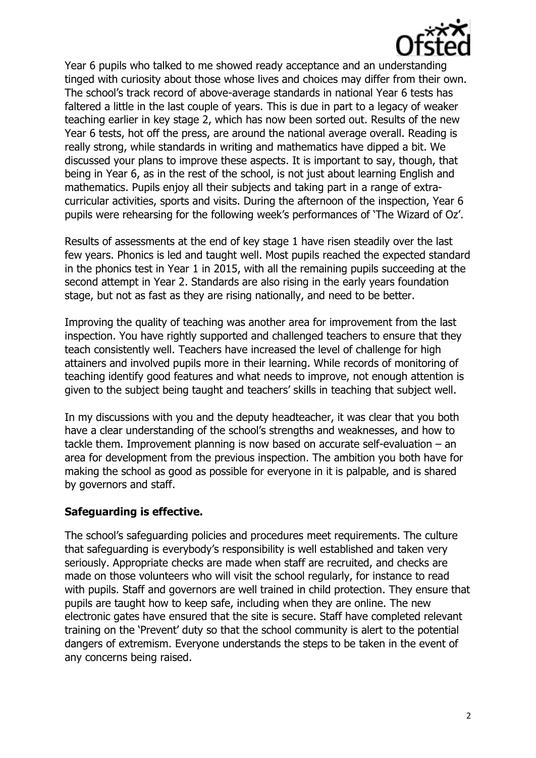Year 6 pupils who talked to me showed ready acceptance and an understanding tinged with curiosity about those whose lives and choices may differ from their own. The school's track record of above-average standards in national Year 6 tests has faltered a little in the last couple of years. This is due in part to a legacy of weaker teaching earlier in key stage 2, which has now been sorted out. Results of the new Year 6 tests, hot off the press, are around the national average overall. Reading is really strong, while standards in writing and mathematics have dipped a bit. We discussed your plans to improve these aspects. It is important to say, though, that being in Year 6, as in the rest of the school, is not just about learning English and mathematics. Pupils enjoy all their subjects and taking part in a range of extra-curricular activities, sports and visits. During the afternoon of the inspection, Year 6 pupils were rehearsing for the following week's performances of 'The Wizard of Oz'.

Results of assessments at the end of key stage 1 have risen steadily over the last few years. Phonics is led and taught well. Most pupils reached the expected standard in the phonics test in Year 1 in 2015, with all the remaining pupils succeeding at the second attempt in Year 2. Standards are also rising in the early years foundation stage, but not as fast as they are rising nationally, and need to be better.

Improving the quality of teaching was another area for improvement from the last inspection. You have rightly supported and challenged teachers to ensure that they teach consistently well. Teachers have increased the level of challenge for high attainers and involved pupils more in their learning. While records of monitoring of teaching identify good features and what needs to improve, not enough attention is given to the subject being taught and teachers' skills in teaching that subject well.

In my discussions with you and the deputy headteacher, it was clear that you both have a clear understanding of the school's strengths and weaknesses, and how to tackle them. Improvement planning is now based on accurate self-evaluation – an area for development from the previous inspection. The ambition you both have for making the school as good as possible for everyone in it is palpable, and is shared by governors and staff.

## Safeguarding is effective.

The school's safeguarding policies and procedures meet requirements. The culture that safeguarding is everybody's responsibility is well established and taken very seriously. Appropriate checks are made when staff are recruited, and checks are made on those volunteers who will visit the school regularly, for instance to read with pupils. Staff and governors are well trained in child protection. They ensure that pupils are taught how to keep safe, including when they are online. The new electronic gates have ensured that the site is secure. Staff have completed relevant training on the 'Prevent' duty so that the school community is alert to the potential dangers of extremism. Everyone understands the steps to be taken in the event of any concerns being raised.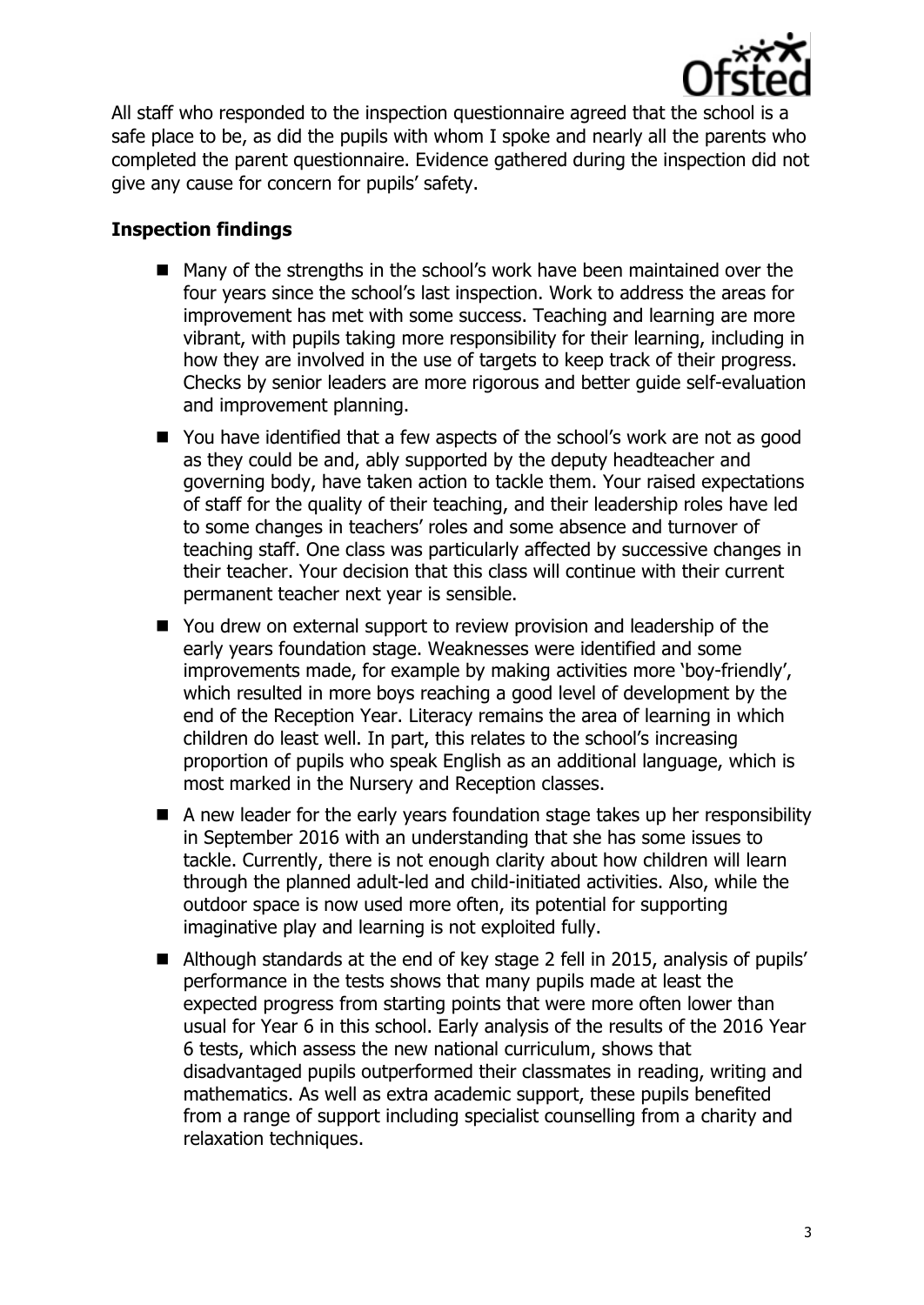All staff who responded to the inspection questionnaire agreed that the school is a safe place to be, as did the pupils with whom I spoke and nearly all the parents who completed the parent questionnaire. Evidence gathered during the inspection did not give any cause for concern for pupils' safety.

### Inspection findings

- Many of the strengths in the school's work have been maintained over the four years since the school's last inspection. Work to address the areas for improvement has met with some success. Teaching and learning are more vibrant, with pupils taking more responsibility for their learning, including in how they are involved in the use of targets to keep track of their progress. Checks by senior leaders are more rigorous and better guide self-evaluation and improvement planning.
- You have identified that a few aspects of the school's work are not as good as they could be and, ably supported by the deputy headteacher and governing body, have taken action to tackle them. Your raised expectations of staff for the quality of their teaching, and their leadership roles have led to some changes in teachers' roles and some absence and turnover of teaching staff. One class was particularly affected by successive changes in their teacher. Your decision that this class will continue with their current permanent teacher next year is sensible.
- You drew on external support to review provision and leadership of the early years foundation stage. Weaknesses were identified and some improvements made, for example by making activities more 'boy-friendly', which resulted in more boys reaching a good level of development by the end of the Reception Year. Literacy remains the area of learning in which children do least well. In part, this relates to the school's increasing proportion of pupils who speak English as an additional language, which is most marked in the Nursery and Reception classes.
- A new leader for the early years foundation stage takes up her responsibility in September 2016 with an understanding that she has some issues to tackle. Currently, there is not enough clarity about how children will learn through the planned adult-led and child-initiated activities. Also, while the outdoor space is now used more often, its potential for supporting imaginative play and learning is not exploited fully.
- Although standards at the end of key stage 2 fell in 2015, analysis of pupils' performance in the tests shows that many pupils made at least the expected progress from starting points that were more often lower than usual for Year 6 in this school. Early analysis of the results of the 2016 Year 6 tests, which assess the new national curriculum, shows that disadvantaged pupils outperformed their classmates in reading, writing and mathematics. As well as extra academic support, these pupils benefited from a range of support including specialist counselling from a charity and relaxation techniques.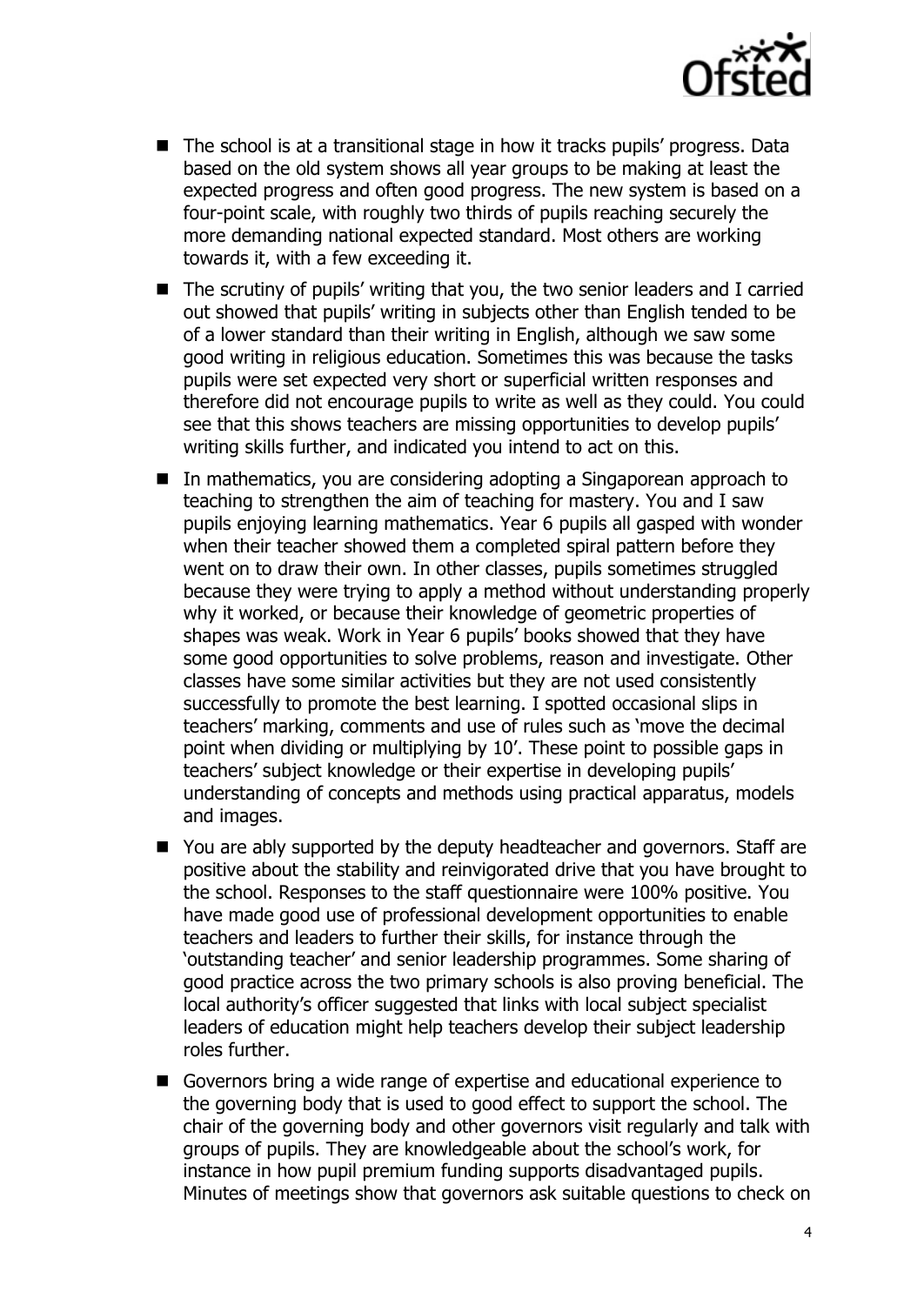- The school is at a transitional stage in how it tracks pupils' progress. Data based on the old system shows all year groups to be making at least the expected progress and often good progress. The new system is based on a four-point scale, with roughly two thirds of pupils reaching securely the more demanding national expected standard. Most others are working towards it, with a few exceeding it.
- The scrutiny of pupils' writing that you, the two senior leaders and I carried out showed that pupils' writing in subjects other than English tended to be of a lower standard than their writing in English, although we saw some good writing in religious education. Sometimes this was because the tasks pupils were set expected very short or superficial written responses and therefore did not encourage pupils to write as well as they could. You could see that this shows teachers are missing opportunities to develop pupils' writing skills further, and indicated you intend to act on this.
- In mathematics, you are considering adopting a Singaporean approach to teaching to strengthen the aim of teaching for mastery. You and I saw pupils enjoying learning mathematics. Year 6 pupils all gasped with wonder when their teacher showed them a completed spiral pattern before they went on to draw their own. In other classes, pupils sometimes struggled because they were trying to apply a method without understanding properly why it worked, or because their knowledge of geometric properties of shapes was weak. Work in Year 6 pupils' books showed that they have some good opportunities to solve problems, reason and investigate. Other classes have some similar activities but they are not used consistently successfully to promote the best learning. I spotted occasional slips in teachers' marking, comments and use of rules such as 'move the decimal point when dividing or multiplying by 10'. These point to possible gaps in teachers' subject knowledge or their expertise in developing pupils' understanding of concepts and methods using practical apparatus, models and images.
- You are ably supported by the deputy headteacher and governors. Staff are positive about the stability and reinvigorated drive that you have brought to the school. Responses to the staff questionnaire were 100% positive. You have made good use of professional development opportunities to enable teachers and leaders to further their skills, for instance through the 'outstanding teacher' and senior leadership programmes. Some sharing of good practice across the two primary schools is also proving beneficial. The local authority's officer suggested that links with local subject specialist leaders of education might help teachers develop their subject leadership roles further.
- Governors bring a wide range of expertise and educational experience to the governing body that is used to good effect to support the school. The chair of the governing body and other governors visit regularly and talk with groups of pupils. They are knowledgeable about the school's work, for instance in how pupil premium funding supports disadvantaged pupils. Minutes of meetings show that governors ask suitable questions to check on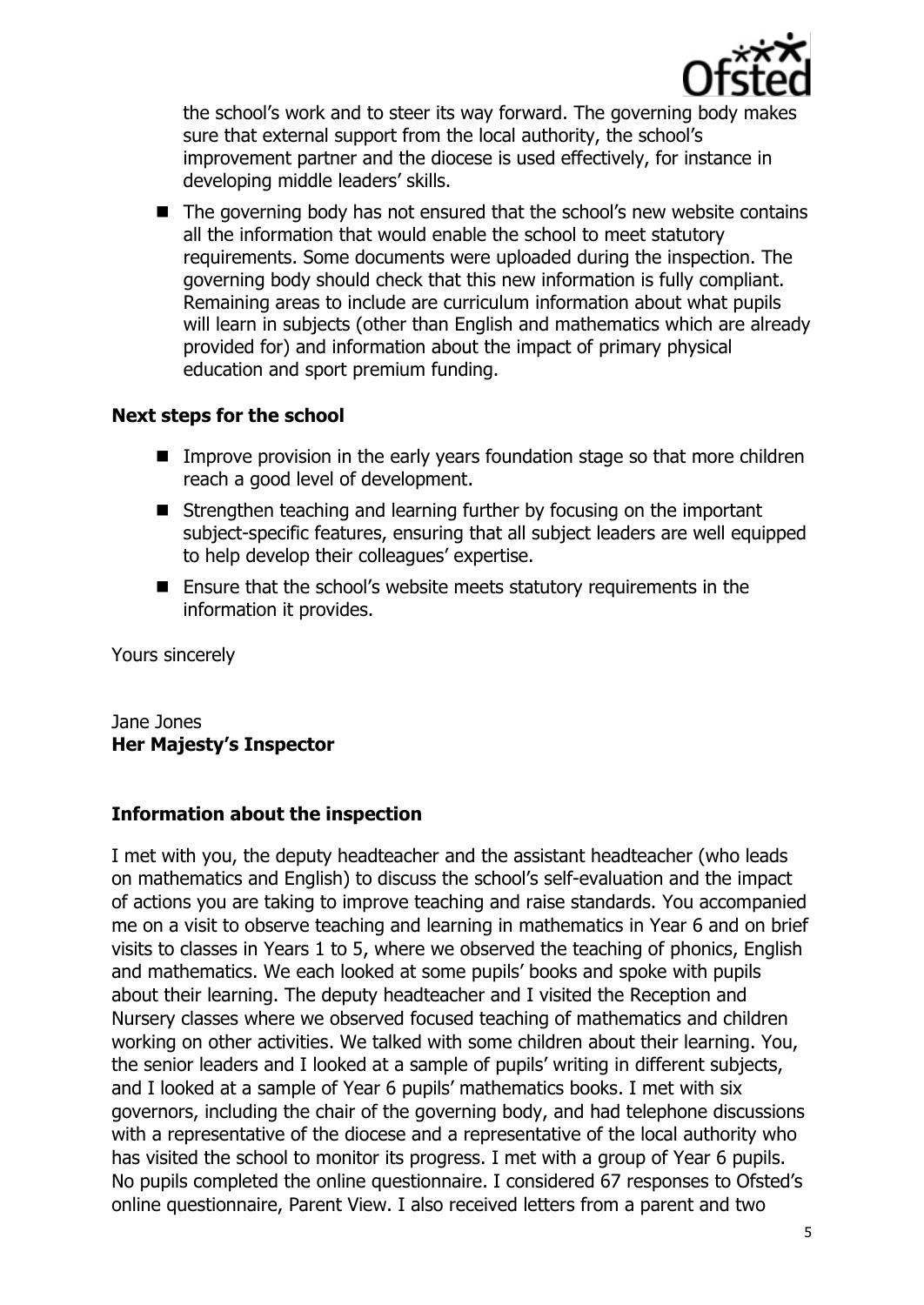the school's work and to steer its way forward. The governing body makes sure that external support from the local authority, the school's improvement partner and the diocese is used effectively, for instance in developing middle leaders' skills.

- The governing body has not ensured that the school's new website contains all the information that would enable the school to meet statutory requirements. Some documents were uploaded during the inspection. The governing body should check that this new information is fully compliant. Remaining areas to include are curriculum information about what pupils will learn in subjects (other than English and mathematics which are already provided for) and information about the impact of primary physical education and sport premium funding.

## Next steps for the school

- Improve provision in the early years foundation stage so that more children reach a good level of development.
- Strengthen teaching and learning further by focusing on the important subject-specific features, ensuring that all subject leaders are well equipped to help develop their colleagues' expertise.
- Ensure that the school's website meets statutory requirements in the information it provides.

Yours sincerely

Jane Jones
**Her Majesty's Inspector**

## Information about the inspection

I met with you, the deputy headteacher and the assistant headteacher (who leads on mathematics and English) to discuss the school's self-evaluation and the impact of actions you are taking to improve teaching and raise standards. You accompanied me on a visit to observe teaching and learning in mathematics in Year 6 and on brief visits to classes in Years 1 to 5, where we observed the teaching of phonics, English and mathematics. We each looked at some pupils' books and spoke with pupils about their learning. The deputy headteacher and I visited the Reception and Nursery classes where we observed focused teaching of mathematics and children working on other activities. We talked with some children about their learning. You, the senior leaders and I looked at a sample of pupils' writing in different subjects, and I looked at a sample of Year 6 pupils' mathematics books. I met with six governors, including the chair of the governing body, and had telephone discussions with a representative of the diocese and a representative of the local authority who has visited the school to monitor its progress. I met with a group of Year 6 pupils. No pupils completed the online questionnaire. I considered 67 responses to Ofsted's online questionnaire, Parent View. I also received letters from a parent and two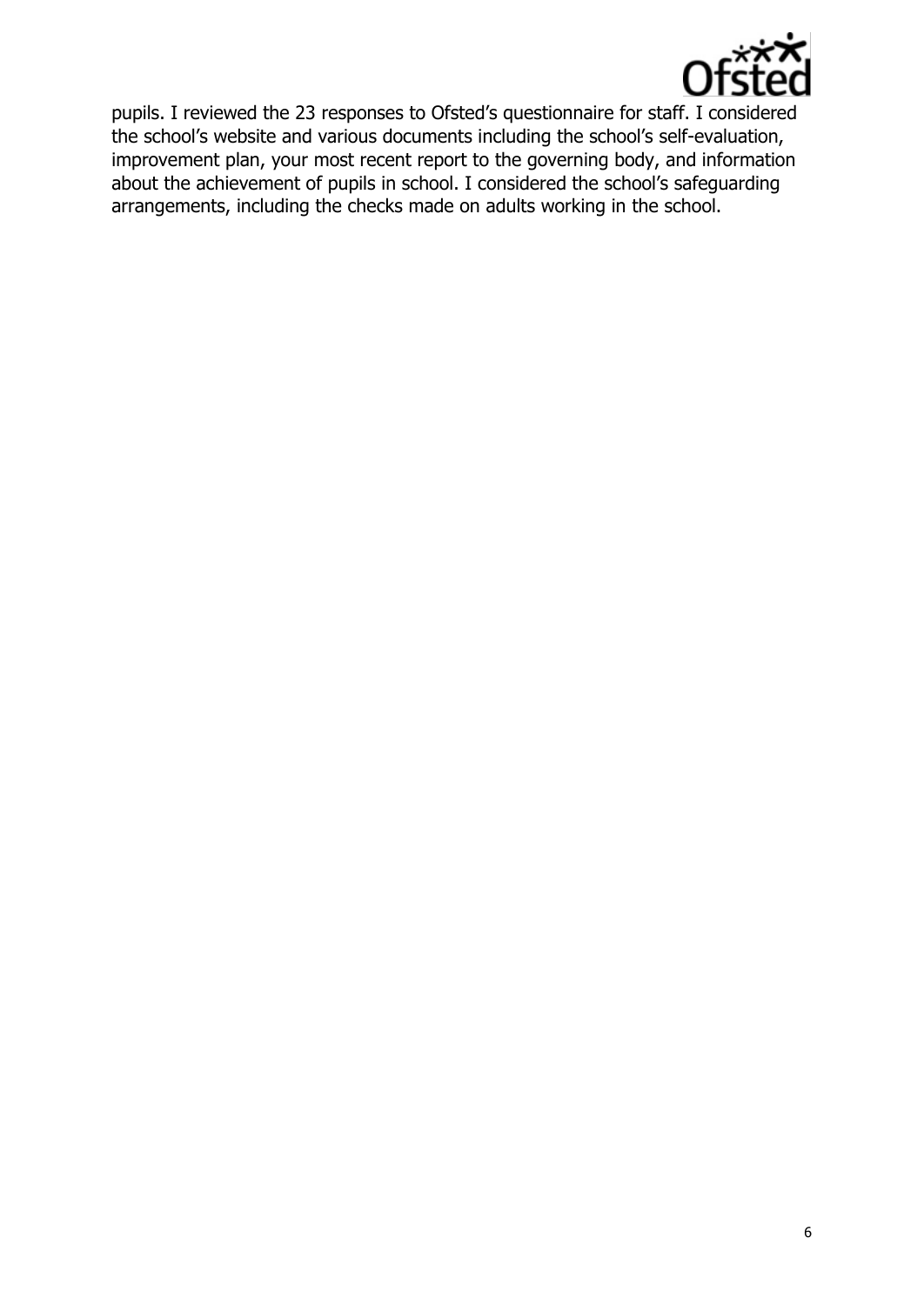pupils. I reviewed the 23 responses to Ofsted's questionnaire for staff. I considered the school's website and various documents including the school's self-evaluation, improvement plan, your most recent report to the governing body, and information about the achievement of pupils in school. I considered the school's safeguarding arrangements, including the checks made on adults working in the school.